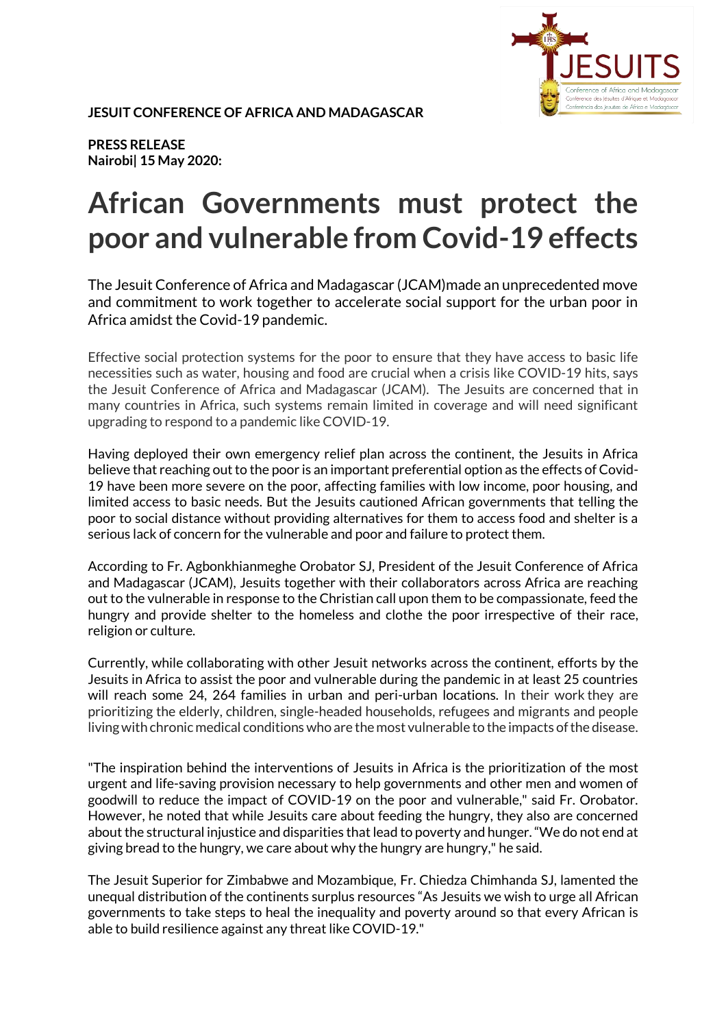**JESUIT CONFERENCE OF AFRICA AND MADAGASCAR**

**PRESS RELEASE**
**Nairobi| 15 May 2020:**

# African Governments must protect the poor and vulnerable from Covid-19 effects

The Jesuit Conference of Africa and Madagascar (JCAM)made an unprecedented move and commitment to work together to accelerate social support for the urban poor in Africa amidst the Covid-19 pandemic.

Effective social protection systems for the poor to ensure that they have access to basic life necessities such as water, housing and food are crucial when a crisis like COVID-19 hits, says the Jesuit Conference of Africa and Madagascar (JCAM). The Jesuits are concerned that in many countries in Africa, such systems remain limited in coverage and will need significant upgrading to respond to a pandemic like COVID-19.

Having deployed their own emergency relief plan across the continent, the Jesuits in Africa believe that reaching out to the poor is an important preferential option as the effects of Covid-19 have been more severe on the poor, affecting families with low income, poor housing, and limited access to basic needs. But the Jesuits cautioned African governments that telling the poor to social distance without providing alternatives for them to access food and shelter is a serious lack of concern for the vulnerable and poor and failure to protect them.

According to Fr. Agbonkhianmeghe Orobator SJ, President of the Jesuit Conference of Africa and Madagascar (JCAM), Jesuits together with their collaborators across Africa are reaching out to the vulnerable in response to the Christian call upon them to be compassionate, feed the hungry and provide shelter to the homeless and clothe the poor irrespective of their race, religion or culture.

Currently, while collaborating with other Jesuit networks across the continent, efforts by the Jesuits in Africa to assist the poor and vulnerable during the pandemic in at least 25 countries will reach some 24, 264 families in urban and peri-urban locations. In their work they are prioritizing the elderly, children, single-headed households, refugees and migrants and people living with chronic medical conditions who are the most vulnerable to the impacts of the disease.

"The inspiration behind the interventions of Jesuits in Africa is the prioritization of the most urgent and life-saving provision necessary to help governments and other men and women of goodwill to reduce the impact of COVID-19 on the poor and vulnerable," said Fr. Orobator. However, he noted that while Jesuits care about feeding the hungry, they also are concerned about the structural injustice and disparities that lead to poverty and hunger. "We do not end at giving bread to the hungry, we care about why the hungry are hungry," he said.

The Jesuit Superior for Zimbabwe and Mozambique, Fr. Chiedza Chimhanda SJ, lamented the unequal distribution of the continents surplus resources "As Jesuits we wish to urge all African governments to take steps to heal the inequality and poverty around so that every African is able to build resilience against any threat like COVID-19."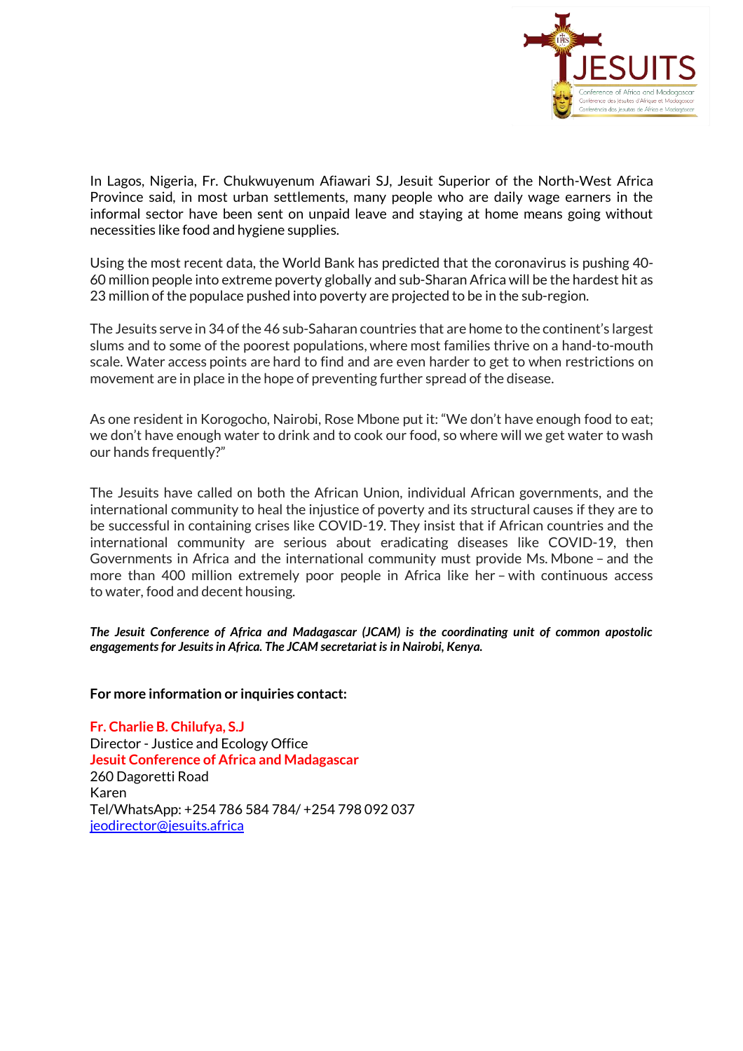In Lagos, Nigeria, Fr. Chukwuyenum Afiawari SJ, Jesuit Superior of the North-West Africa Province said, in most urban settlements, many people who are daily wage earners in the informal sector have been sent on unpaid leave and staying at home means going without necessities like food and hygiene supplies.

Using the most recent data, the World Bank has predicted that the coronavirus is pushing 40-60 million people into extreme poverty globally and sub-Sharan Africa will be the hardest hit as 23 million of the populace pushed into poverty are projected to be in the sub-region.

The Jesuits serve in 34 of the 46 sub-Saharan countries that are home to the continent's largest slums and to some of the poorest populations, where most families thrive on a hand-to-mouth scale. Water access points are hard to find and are even harder to get to when restrictions on movement are in place in the hope of preventing further spread of the disease.

As one resident in Korogocho, Nairobi, Rose Mbone put it: "We don't have enough food to eat; we don't have enough water to drink and to cook our food, so where will we get water to wash our hands frequently?"

The Jesuits have called on both the African Union, individual African governments, and the international community to heal the injustice of poverty and its structural causes if they are to be successful in containing crises like COVID-19. They insist that if African countries and the international community are serious about eradicating diseases like COVID-19, then Governments in Africa and the international community must provide Ms. Mbone – and the more than 400 million extremely poor people in Africa like her – with continuous access to water, food and decent housing.

***The Jesuit Conference of Africa and Madagascar (JCAM) is the coordinating unit of common apostolic engagements for Jesuits in Africa. The JCAM secretariat is in Nairobi, Kenya.***

**For more information or inquiries contact:**

**Fr. Charlie B. Chilufya, S.J**
Director - Justice and Ecology Office
**Jesuit Conference of Africa and Madagascar**
260 Dagoretti Road
Karen
Tel/WhatsApp: +254 786 584 784/ +254 798 092 037
jeodirector@jesuits.africa